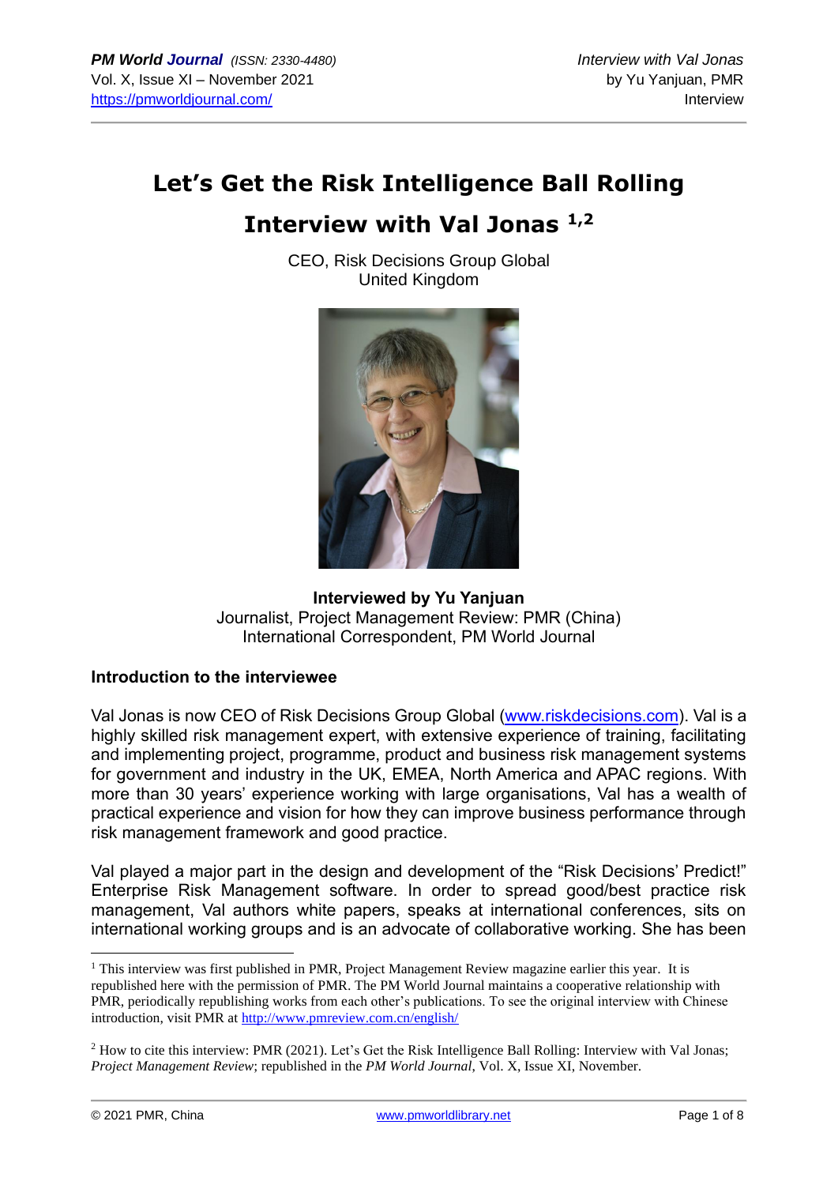# Let's Get the Risk Intelligence Ball Rolling

# Interview with Val Jonas [1,2]

CEO, Risk Decisions Group Global
United Kingdom

**Interviewed by Yu Yanjuan**
Journalist, Project Management Review: PMR (China)
International Correspondent, PM World Journal

## Introduction to the interviewee

Val Jonas is now CEO of Risk Decisions Group Global (www.riskdecisions.com). Val is a highly skilled risk management expert, with extensive experience of training, facilitating and implementing project, programme, product and business risk management systems for government and industry in the UK, EMEA, North America and APAC regions. With more than 30 years' experience working with large organisations, Val has a wealth of practical experience and vision for how they can improve business performance through risk management framework and good practice.

Val played a major part in the design and development of the "Risk Decisions' Predict!" Enterprise Risk Management software. In order to spread good/best practice risk management, Val authors white papers, speaks at international conferences, sits on international working groups and is an advocate of collaborative working. She has been

---

[1] This interview was first published in PMR, Project Management Review magazine earlier this year. It is republished here with the permission of PMR. The PM World Journal maintains a cooperative relationship with PMR, periodically republishing works from each other's publications. To see the original interview with Chinese introduction, visit PMR at http://www.pmreview.com.cn/english/

[2] How to cite this interview: PMR (2021). Let's Get the Risk Intelligence Ball Rolling: Interview with Val Jonas; *Project Management Review*; republished in the *PM World Journal*, Vol. X, Issue XI, November.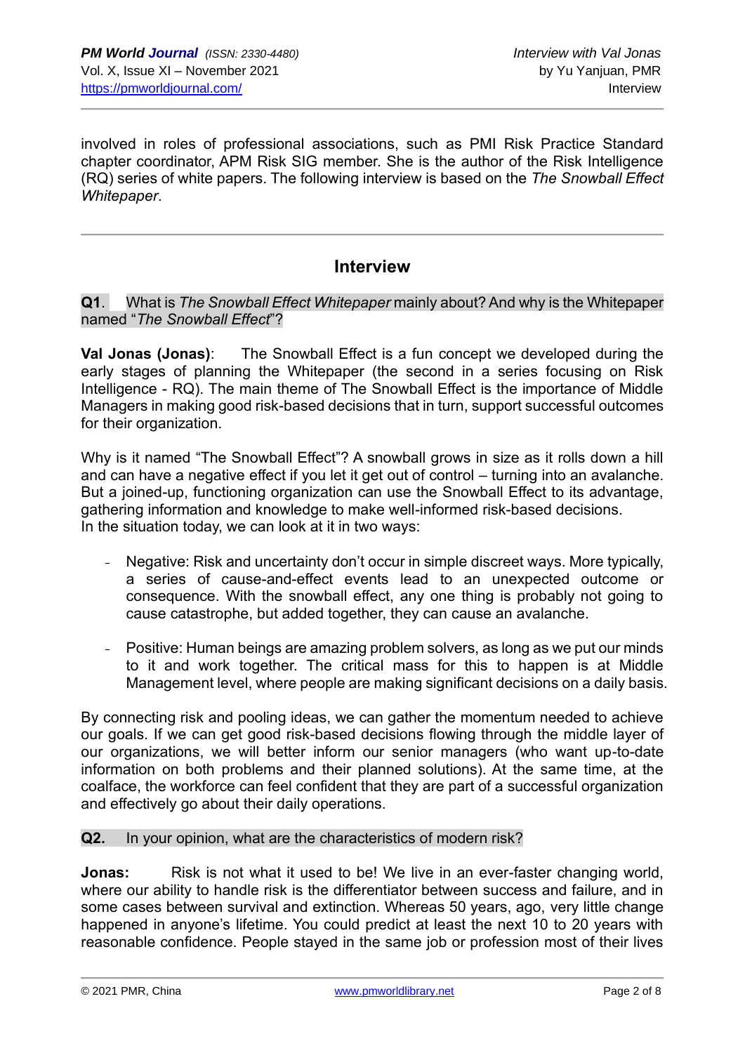involved in roles of professional associations, such as PMI Risk Practice Standard chapter coordinator, APM Risk SIG member. She is the author of the Risk Intelligence (RQ) series of white papers. The following interview is based on the *The Snowball Effect Whitepaper*.

## Interview

**Q1**. What is *The Snowball Effect Whitepaper* mainly about? And why is the Whitepaper named "*The Snowball Effect*"?

**Val Jonas (Jonas)**: The Snowball Effect is a fun concept we developed during the early stages of planning the Whitepaper (the second in a series focusing on Risk Intelligence - RQ). The main theme of The Snowball Effect is the importance of Middle Managers in making good risk-based decisions that in turn, support successful outcomes for their organization.

Why is it named "The Snowball Effect"? A snowball grows in size as it rolls down a hill and can have a negative effect if you let it get out of control – turning into an avalanche. But a joined-up, functioning organization can use the Snowball Effect to its advantage, gathering information and knowledge to make well-informed risk-based decisions.
In the situation today, we can look at it in two ways:

- Negative: Risk and uncertainty don't occur in simple discreet ways. More typically, a series of cause-and-effect events lead to an unexpected outcome or consequence. With the snowball effect, any one thing is probably not going to cause catastrophe, but added together, they can cause an avalanche.
- Positive: Human beings are amazing problem solvers, as long as we put our minds to it and work together. The critical mass for this to happen is at Middle Management level, where people are making significant decisions on a daily basis.

By connecting risk and pooling ideas, we can gather the momentum needed to achieve our goals. If we can get good risk-based decisions flowing through the middle layer of our organizations, we will better inform our senior managers (who want up-to-date information on both problems and their planned solutions). At the same time, at the coalface, the workforce can feel confident that they are part of a successful organization and effectively go about their daily operations.

**Q2.** In your opinion, what are the characteristics of modern risk?

**Jonas:** Risk is not what it used to be! We live in an ever-faster changing world, where our ability to handle risk is the differentiator between success and failure, and in some cases between survival and extinction. Whereas 50 years, ago, very little change happened in anyone's lifetime. You could predict at least the next 10 to 20 years with reasonable confidence. People stayed in the same job or profession most of their lives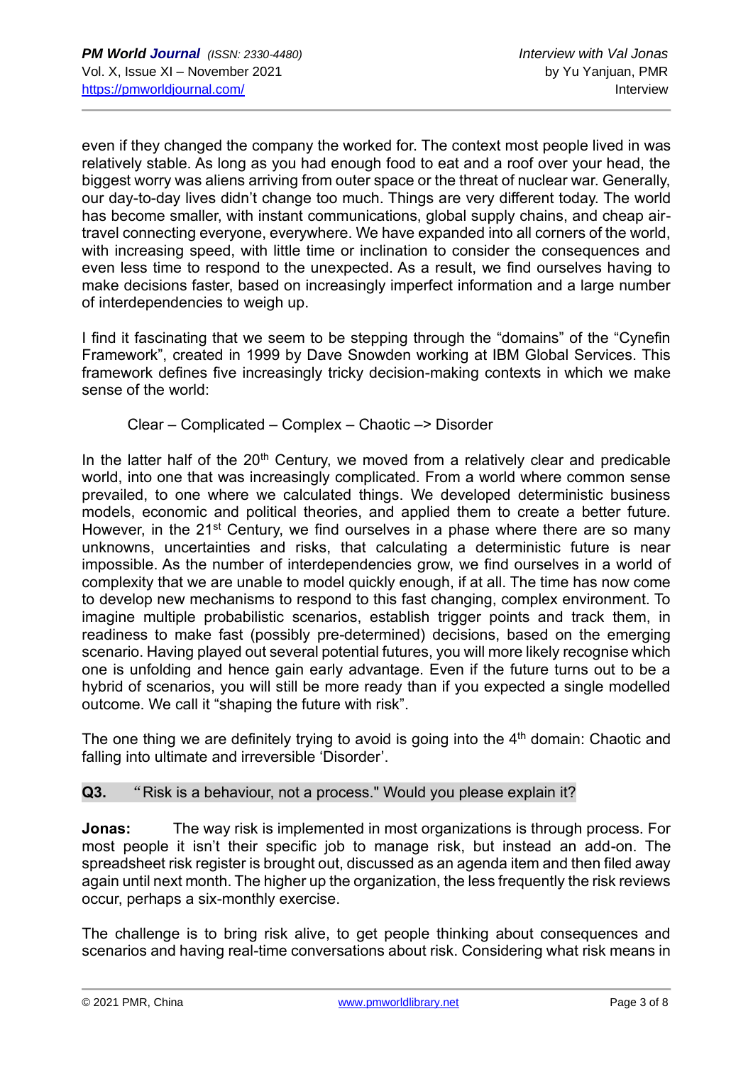even if they changed the company the worked for. The context most people lived in was relatively stable. As long as you had enough food to eat and a roof over your head, the biggest worry was aliens arriving from outer space or the threat of nuclear war. Generally, our day-to-day lives didn't change too much. Things are very different today. The world has become smaller, with instant communications, global supply chains, and cheap air-travel connecting everyone, everywhere. We have expanded into all corners of the world, with increasing speed, with little time or inclination to consider the consequences and even less time to respond to the unexpected. As a result, we find ourselves having to make decisions faster, based on increasingly imperfect information and a large number of interdependencies to weigh up.

I find it fascinating that we seem to be stepping through the "domains" of the "Cynefin Framework", created in 1999 by Dave Snowden working at IBM Global Services. This framework defines five increasingly tricky decision-making contexts in which we make sense of the world:

Clear – Complicated – Complex – Chaotic –> Disorder

In the latter half of the 20th Century, we moved from a relatively clear and predicable world, into one that was increasingly complicated. From a world where common sense prevailed, to one where we calculated things. We developed deterministic business models, economic and political theories, and applied them to create a better future. However, in the 21st Century, we find ourselves in a phase where there are so many unknowns, uncertainties and risks, that calculating a deterministic future is near impossible. As the number of interdependencies grow, we find ourselves in a world of complexity that we are unable to model quickly enough, if at all. The time has now come to develop new mechanisms to respond to this fast changing, complex environment. To imagine multiple probabilistic scenarios, establish trigger points and track them, in readiness to make fast (possibly pre-determined) decisions, based on the emerging scenario. Having played out several potential futures, you will more likely recognise which one is unfolding and hence gain early advantage. Even if the future turns out to be a hybrid of scenarios, you will still be more ready than if you expected a single modelled outcome. We call it "shaping the future with risk".

The one thing we are definitely trying to avoid is going into the 4th domain: Chaotic and falling into ultimate and irreversible 'Disorder'.

**Q3.** "Risk is a behaviour, not a process." Would you please explain it?

**Jonas:** The way risk is implemented in most organizations is through process. For most people it isn't their specific job to manage risk, but instead an add-on. The spreadsheet risk register is brought out, discussed as an agenda item and then filed away again until next month. The higher up the organization, the less frequently the risk reviews occur, perhaps a six-monthly exercise.

The challenge is to bring risk alive, to get people thinking about consequences and scenarios and having real-time conversations about risk. Considering what risk means in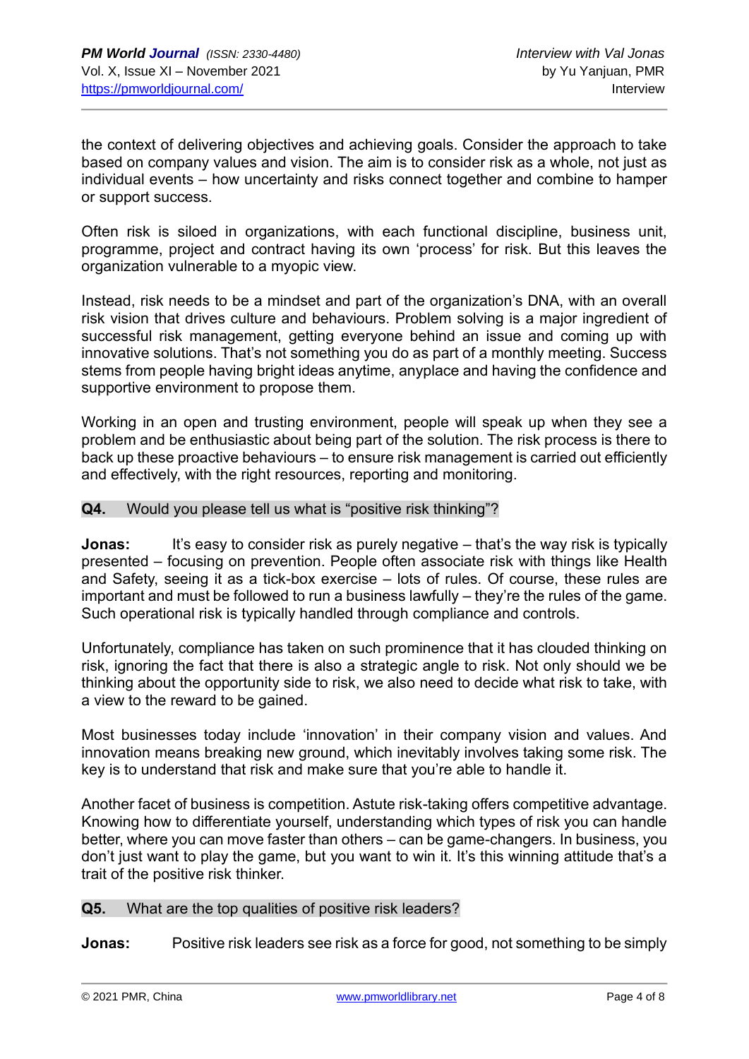the context of delivering objectives and achieving goals. Consider the approach to take based on company values and vision. The aim is to consider risk as a whole, not just as individual events – how uncertainty and risks connect together and combine to hamper or support success.

Often risk is siloed in organizations, with each functional discipline, business unit, programme, project and contract having its own 'process' for risk. But this leaves the organization vulnerable to a myopic view.

Instead, risk needs to be a mindset and part of the organization's DNA, with an overall risk vision that drives culture and behaviours. Problem solving is a major ingredient of successful risk management, getting everyone behind an issue and coming up with innovative solutions. That's not something you do as part of a monthly meeting. Success stems from people having bright ideas anytime, anyplace and having the confidence and supportive environment to propose them.

Working in an open and trusting environment, people will speak up when they see a problem and be enthusiastic about being part of the solution. The risk process is there to back up these proactive behaviours – to ensure risk management is carried out efficiently and effectively, with the right resources, reporting and monitoring.

**Q4.** Would you please tell us what is "positive risk thinking"?

**Jonas:** It's easy to consider risk as purely negative – that's the way risk is typically presented – focusing on prevention. People often associate risk with things like Health and Safety, seeing it as a tick-box exercise – lots of rules. Of course, these rules are important and must be followed to run a business lawfully – they're the rules of the game. Such operational risk is typically handled through compliance and controls.

Unfortunately, compliance has taken on such prominence that it has clouded thinking on risk, ignoring the fact that there is also a strategic angle to risk. Not only should we be thinking about the opportunity side to risk, we also need to decide what risk to take, with a view to the reward to be gained.

Most businesses today include 'innovation' in their company vision and values. And innovation means breaking new ground, which inevitably involves taking some risk. The key is to understand that risk and make sure that you're able to handle it.

Another facet of business is competition. Astute risk-taking offers competitive advantage. Knowing how to differentiate yourself, understanding which types of risk you can handle better, where you can move faster than others – can be game-changers. In business, you don't just want to play the game, but you want to win it. It's this winning attitude that's a trait of the positive risk thinker.

**Q5.** What are the top qualities of positive risk leaders?

**Jonas:** Positive risk leaders see risk as a force for good, not something to be simply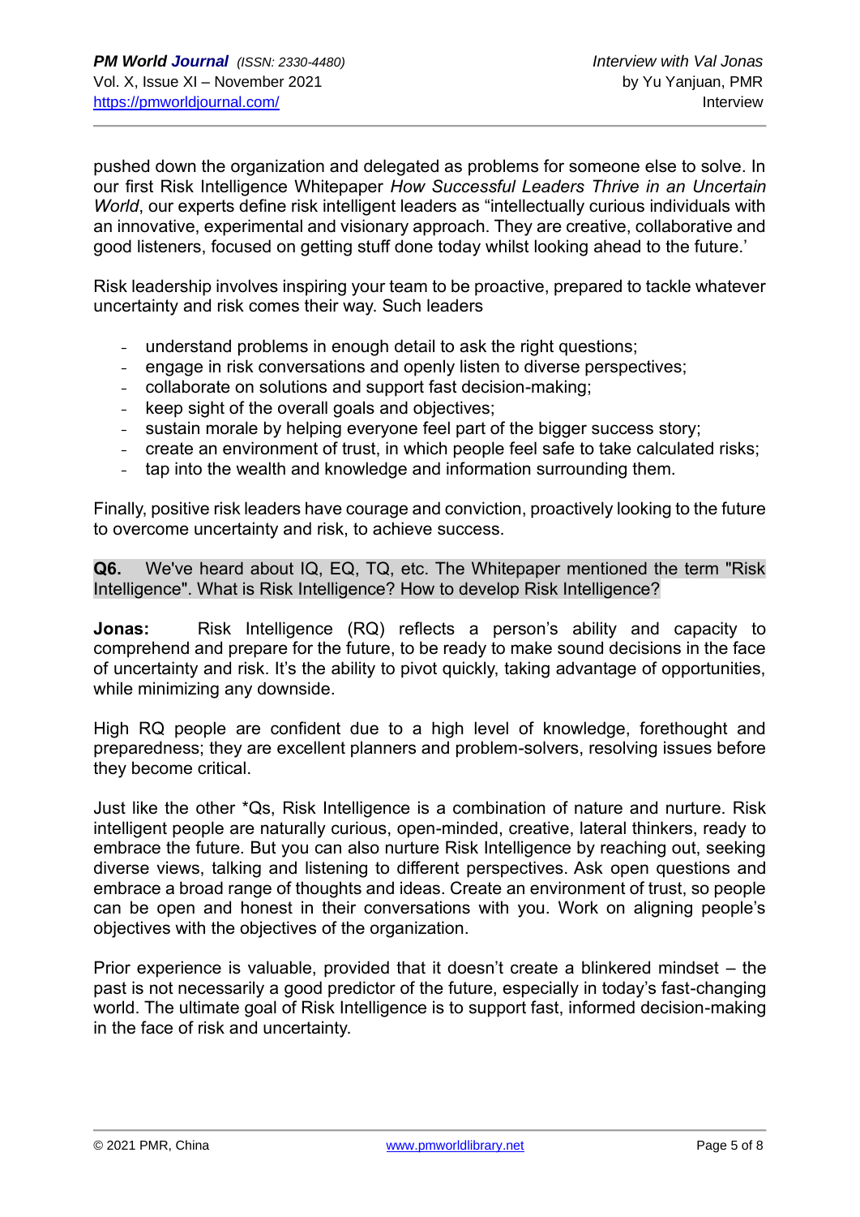pushed down the organization and delegated as problems for someone else to solve. In our first Risk Intelligence Whitepaper *How Successful Leaders Thrive in an Uncertain World*, our experts define risk intelligent leaders as "intellectually curious individuals with an innovative, experimental and visionary approach. They are creative, collaborative and good listeners, focused on getting stuff done today whilst looking ahead to the future.'

Risk leadership involves inspiring your team to be proactive, prepared to tackle whatever uncertainty and risk comes their way. Such leaders

- understand problems in enough detail to ask the right questions;
- engage in risk conversations and openly listen to diverse perspectives;
- collaborate on solutions and support fast decision-making;
- keep sight of the overall goals and objectives;
- sustain morale by helping everyone feel part of the bigger success story;
- create an environment of trust, in which people feel safe to take calculated risks;
- tap into the wealth and knowledge and information surrounding them.

Finally, positive risk leaders have courage and conviction, proactively looking to the future to overcome uncertainty and risk, to achieve success.

**Q6.** We've heard about IQ, EQ, TQ, etc. The Whitepaper mentioned the term "Risk Intelligence". What is Risk Intelligence? How to develop Risk Intelligence?

**Jonas:** Risk Intelligence (RQ) reflects a person's ability and capacity to comprehend and prepare for the future, to be ready to make sound decisions in the face of uncertainty and risk. It's the ability to pivot quickly, taking advantage of opportunities, while minimizing any downside.

High RQ people are confident due to a high level of knowledge, forethought and preparedness; they are excellent planners and problem-solvers, resolving issues before they become critical.

Just like the other *Qs, Risk Intelligence is a combination of nature and nurture. Risk intelligent people are naturally curious, open-minded, creative, lateral thinkers, ready to embrace the future. But you can also nurture Risk Intelligence by reaching out, seeking diverse views, talking and listening to different perspectives. Ask open questions and embrace a broad range of thoughts and ideas. Create an environment of trust, so people can be open and honest in their conversations with you. Work on aligning people's objectives with the objectives of the organization.

Prior experience is valuable, provided that it doesn't create a blinkered mindset – the past is not necessarily a good predictor of the future, especially in today's fast-changing world. The ultimate goal of Risk Intelligence is to support fast, informed decision-making in the face of risk and uncertainty.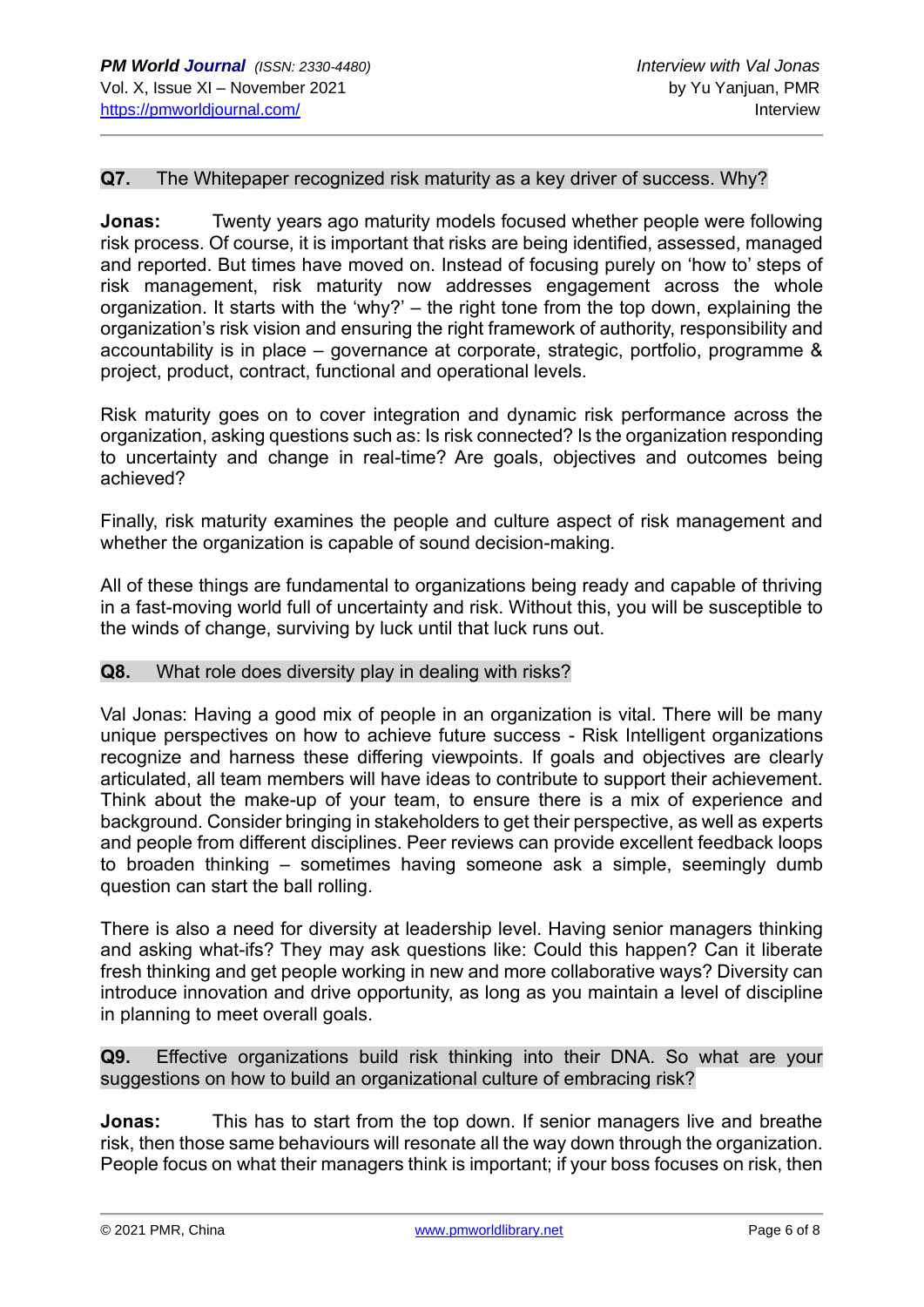**Q7. The Whitepaper recognized risk maturity as a key driver of success. Why?**

**Jonas:** Twenty years ago maturity models focused whether people were following risk process. Of course, it is important that risks are being identified, assessed, managed and reported. But times have moved on. Instead of focusing purely on 'how to' steps of risk management, risk maturity now addresses engagement across the whole organization. It starts with the 'why?' – the right tone from the top down, explaining the organization's risk vision and ensuring the right framework of authority, responsibility and accountability is in place – governance at corporate, strategic, portfolio, programme & project, product, contract, functional and operational levels.

Risk maturity goes on to cover integration and dynamic risk performance across the organization, asking questions such as: Is risk connected? Is the organization responding to uncertainty and change in real-time? Are goals, objectives and outcomes being achieved?

Finally, risk maturity examines the people and culture aspect of risk management and whether the organization is capable of sound decision-making.

All of these things are fundamental to organizations being ready and capable of thriving in a fast-moving world full of uncertainty and risk. Without this, you will be susceptible to the winds of change, surviving by luck until that luck runs out.

**Q8. What role does diversity play in dealing with risks?**

Val Jonas: Having a good mix of people in an organization is vital. There will be many unique perspectives on how to achieve future success - Risk Intelligent organizations recognize and harness these differing viewpoints. If goals and objectives are clearly articulated, all team members will have ideas to contribute to support their achievement. Think about the make-up of your team, to ensure there is a mix of experience and background. Consider bringing in stakeholders to get their perspective, as well as experts and people from different disciplines. Peer reviews can provide excellent feedback loops to broaden thinking – sometimes having someone ask a simple, seemingly dumb question can start the ball rolling.

There is also a need for diversity at leadership level. Having senior managers thinking and asking what-ifs? They may ask questions like: Could this happen? Can it liberate fresh thinking and get people working in new and more collaborative ways? Diversity can introduce innovation and drive opportunity, as long as you maintain a level of discipline in planning to meet overall goals.

**Q9. Effective organizations build risk thinking into their DNA. So what are your suggestions on how to build an organizational culture of embracing risk?**

**Jonas:** This has to start from the top down. If senior managers live and breathe risk, then those same behaviours will resonate all the way down through the organization. People focus on what their managers think is important; if your boss focuses on risk, then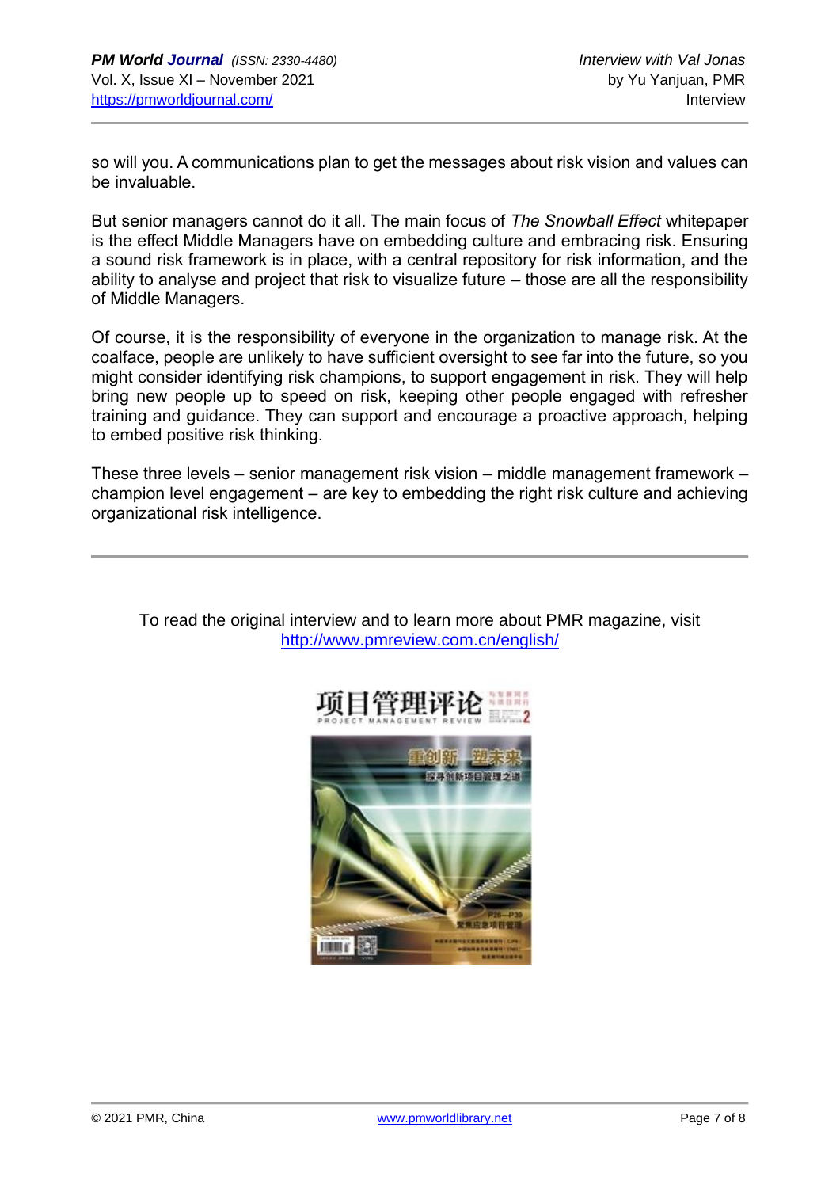so will you. A communications plan to get the messages about risk vision and values can be invaluable.

But senior managers cannot do it all. The main focus of *The Snowball Effect* whitepaper is the effect Middle Managers have on embedding culture and embracing risk. Ensuring a sound risk framework is in place, with a central repository for risk information, and the ability to analyse and project that risk to visualize future – those are all the responsibility of Middle Managers.

Of course, it is the responsibility of everyone in the organization to manage risk. At the coalface, people are unlikely to have sufficient oversight to see far into the future, so you might consider identifying risk champions, to support engagement in risk. They will help bring new people up to speed on risk, keeping other people engaged with refresher training and guidance. They can support and encourage a proactive approach, helping to embed positive risk thinking.

These three levels – senior management risk vision – middle management framework – champion level engagement – are key to embedding the right risk culture and achieving organizational risk intelligence.

---

To read the original interview and to learn more about PMR magazine, visit http://www.pmreview.com.cn/english/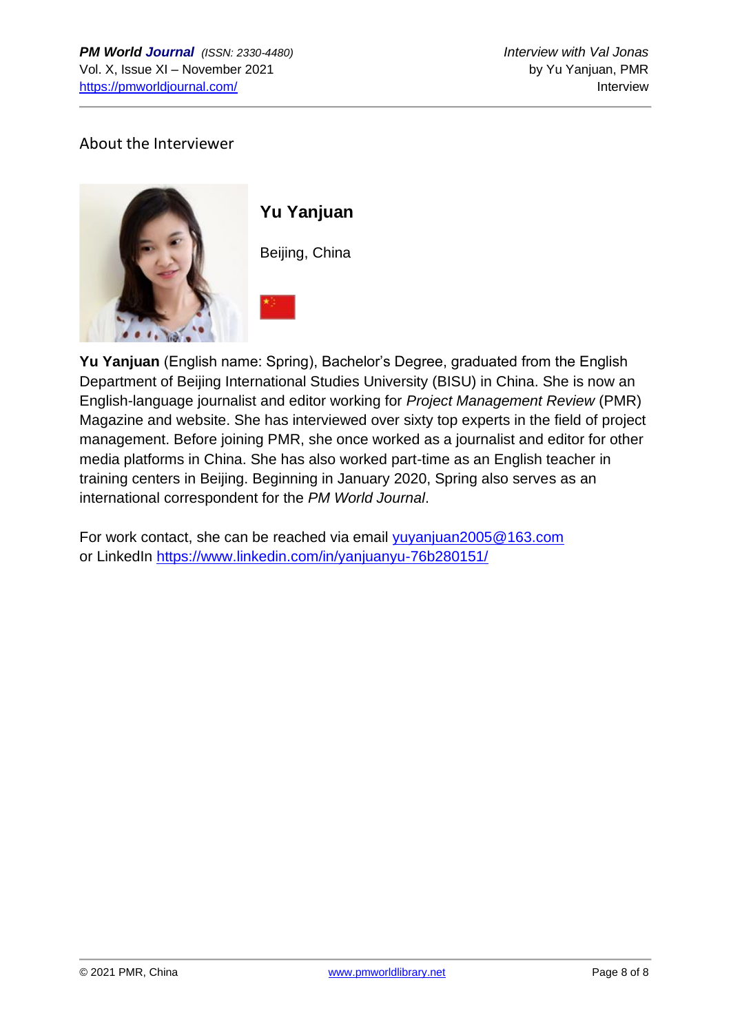## About the Interviewer

### Yu Yanjuan

Beijing, China

**Yu Yanjuan** (English name: Spring), Bachelor's Degree, graduated from the English Department of Beijing International Studies University (BISU) in China. She is now an English-language journalist and editor working for *Project Management Review* (PMR) Magazine and website. She has interviewed over sixty top experts in the field of project management. Before joining PMR, she once worked as a journalist and editor for other media platforms in China. She has also worked part-time as an English teacher in training centers in Beijing. Beginning in January 2020, Spring also serves as an international correspondent for the *PM World Journal*.

For work contact, she can be reached via email yuyanjuan2005@163.com or LinkedIn https://www.linkedin.com/in/yanjuanyu-76b280151/